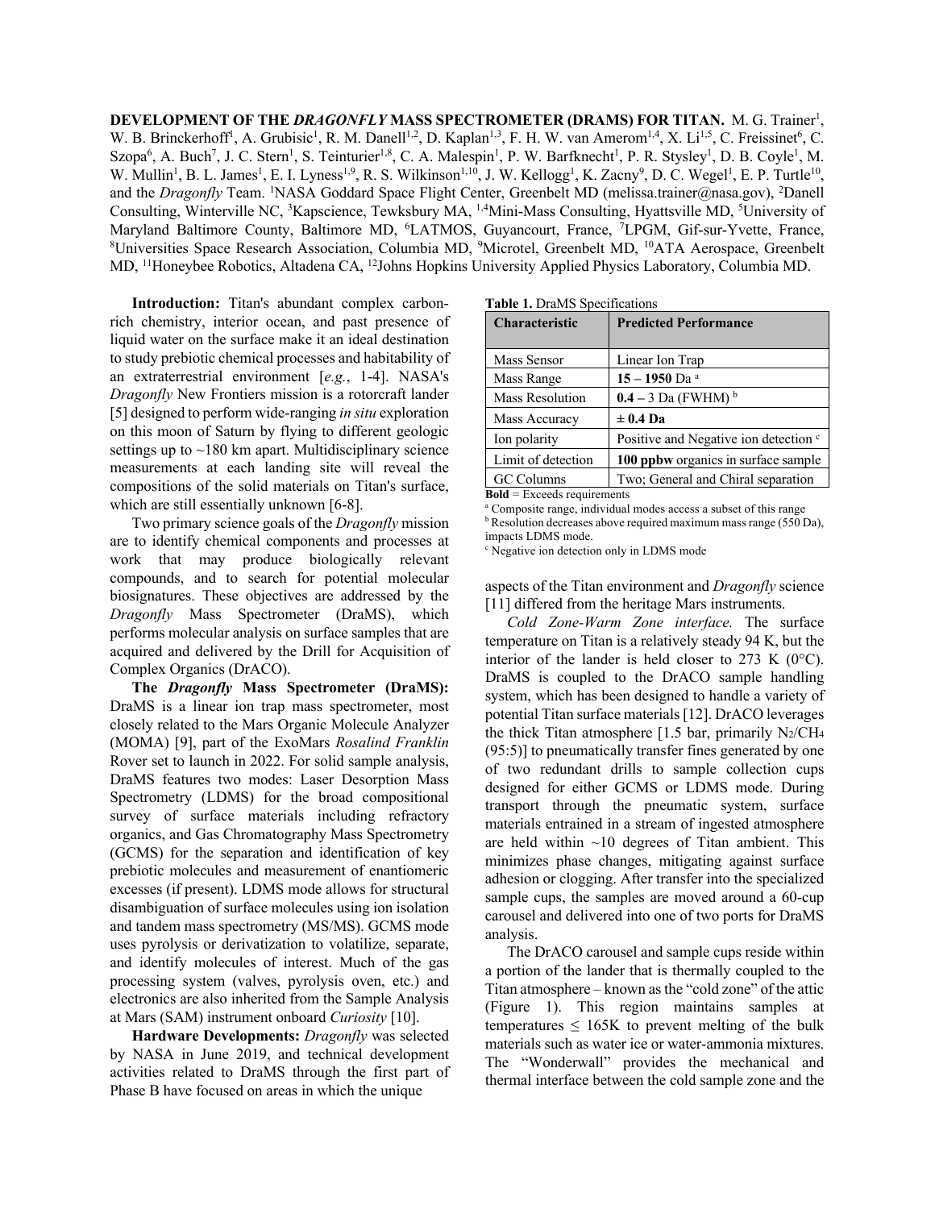**DEVELOPMENT OF THE *DRAGONFLY* MASS SPECTROMETER (DRAMS) FOR TITAN.** M. G. Trainer[1], W. B. Brinckerhoff[1], A. Grubisic[1], R. M. Danell[1,2], D. Kaplan[1,3], F. H. W. van Amerom[1,4], X. Li[1,5], C. Freissinet[6], C. Szopa[6], A. Buch[7], J. C. Stern[1], S. Teinturier[1,8], C. A. Malespin[1], P. W. Barfknecht[1], P. R. Stysley[1], D. B. Coyle[1], M. W. Mullin[1], B. L. James[1], E. I. Lyness[1,9], R. S. Wilkinson[1,10], J. W. Kellogg[1], K. Zacny[9], D. C. Wegel[1], E. P. Turtle[10], and the *Dragonfly* Team. [1]NASA Goddard Space Flight Center, Greenbelt MD (melissa.trainer@nasa.gov), [2]Danell Consulting, Winterville NC, [3]Kapscience, Tewksbury MA, [1,4]Mini-Mass Consulting, Hyattsville MD, [5]University of Maryland Baltimore County, Baltimore MD, [6]LATMOS, Guyancourt, France, [7]LPGM, Gif-sur-Yvette, France, [8]Universities Space Research Association, Columbia MD, [9]Microtel, Greenbelt MD, [10]ATA Aerospace, Greenbelt MD, [11]Honeybee Robotics, Altadena CA, [12]Johns Hopkins University Applied Physics Laboratory, Columbia MD.

**Introduction:** Titan's abundant complex carbon-rich chemistry, interior ocean, and past presence of liquid water on the surface make it an ideal destination to study prebiotic chemical processes and habitability of an extraterrestrial environment [*e.g.*, 1-4]. NASA's *Dragonfly* New Frontiers mission is a rotorcraft lander [5] designed to perform wide-ranging *in situ* exploration on this moon of Saturn by flying to different geologic settings up to ~180 km apart. Multidisciplinary science measurements at each landing site will reveal the compositions of the solid materials on Titan's surface, which are still essentially unknown [6-8].

Two primary science goals of the *Dragonfly* mission are to identify chemical components and processes at work that may produce biologically relevant compounds, and to search for potential molecular biosignatures. These objectives are addressed by the *Dragonfly* Mass Spectrometer (DraMS), which performs molecular analysis on surface samples that are acquired and delivered by the Drill for Acquisition of Complex Organics (DrACO).

**The *Dragonfly* Mass Spectrometer (DraMS):** DraMS is a linear ion trap mass spectrometer, most closely related to the Mars Organic Molecule Analyzer (MOMA) [9], part of the ExoMars *Rosalind Franklin* Rover set to launch in 2022. For solid sample analysis, DraMS features two modes: Laser Desorption Mass Spectrometry (LDMS) for the broad compositional survey of surface materials including refractory organics, and Gas Chromatography Mass Spectrometry (GCMS) for the separation and identification of key prebiotic molecules and measurement of enantiomeric excesses (if present). LDMS mode allows for structural disambiguation of surface molecules using ion isolation and tandem mass spectrometry (MS/MS). GCMS mode uses pyrolysis or derivatization to volatilize, separate, and identify molecules of interest. Much of the gas processing system (valves, pyrolysis oven, etc.) and electronics are also inherited from the Sample Analysis at Mars (SAM) instrument onboard *Curiosity* [10].

**Hardware Developments:** *Dragonfly* was selected by NASA in June 2019, and technical development activities related to DraMS through the first part of Phase B have focused on areas in which the unique aspects of the Titan environment and *Dragonfly* science [11] differed from the heritage Mars instruments.

**Table 1.** DraMS Specifications

| Characteristic | Predicted Performance |
|---|---|
| Mass Sensor | Linear Ion Trap |
| Mass Range | **15 – 1950** Da [a] |
| Mass Resolution | **0.4 –** 3 Da (FWHM) [b] |
| Mass Accuracy | **± 0.4 Da** |
| Ion polarity | Positive and Negative ion detection [c] |
| Limit of detection | **100 ppbw** organics in surface sample |
| GC Columns | Two; General and Chiral separation |

**Bold** = Exceeds requirements

[a] Composite range, individual modes access a subset of this range

[b] Resolution decreases above required maximum mass range (550 Da), impacts LDMS mode.

[c] Negative ion detection only in LDMS mode

*Cold Zone-Warm Zone interface.* The surface temperature on Titan is a relatively steady 94 K, but the interior of the lander is held closer to 273 K (0°C). DraMS is coupled to the DrACO sample handling system, which has been designed to handle a variety of potential Titan surface materials [12]. DrACO leverages the thick Titan atmosphere [1.5 bar, primarily $N_2/CH_4$ (95:5)] to pneumatically transfer fines generated by one of two redundant drills to sample collection cups designed for either GCMS or LDMS mode. During transport through the pneumatic system, surface materials entrained in a stream of ingested atmosphere are held within ~10 degrees of Titan ambient. This minimizes phase changes, mitigating against surface adhesion or clogging. After transfer into the specialized sample cups, the samples are moved around a 60-cup carousel and delivered into one of two ports for DraMS analysis.

The DrACO carousel and sample cups reside within a portion of the lander that is thermally coupled to the Titan atmosphere – known as the "cold zone" of the attic (Figure 1). This region maintains samples at temperatures ≤ 165K to prevent melting of the bulk materials such as water ice or water-ammonia mixtures. The "Wonderwall" provides the mechanical and thermal interface between the cold sample zone and the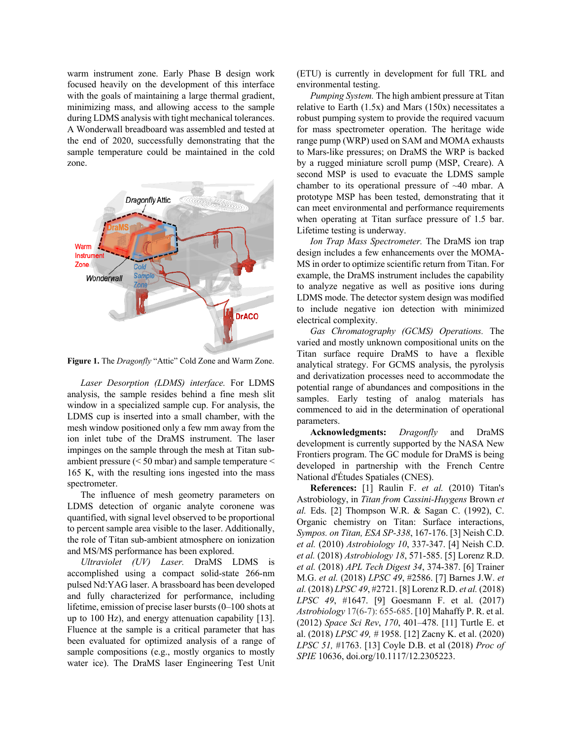warm instrument zone. Early Phase B design work focused heavily on the development of this interface with the goals of maintaining a large thermal gradient, minimizing mass, and allowing access to the sample during LDMS analysis with tight mechanical tolerances. A Wonderwall breadboard was assembled and tested at the end of 2020, successfully demonstrating that the sample temperature could be maintained in the cold zone.

Dragonfly Attic
DraMS
Warm Instrument Zone
Wonderwall
Cold Sample Zone
DrACO

**Figure 1.** The *Dragonfly* "Attic" Cold Zone and Warm Zone.

*Laser Desorption (LDMS) interface.* For LDMS analysis, the sample resides behind a fine mesh slit window in a specialized sample cup. For analysis, the LDMS cup is inserted into a small chamber, with the mesh window positioned only a few mm away from the ion inlet tube of the DraMS instrument. The laser impinges on the sample through the mesh at Titan sub-ambient pressure (< 50 mbar) and sample temperature < 165 K, with the resulting ions ingested into the mass spectrometer.

The influence of mesh geometry parameters on LDMS detection of organic analyte coronene was quantified, with signal level observed to be proportional to percent sample area visible to the laser. Additionally, the role of Titan sub-ambient atmosphere on ionization and MS/MS performance has been explored.

*Ultraviolet (UV) Laser.* DraMS LDMS is accomplished using a compact solid-state 266-nm pulsed Nd:YAG laser. A brassboard has been developed and fully characterized for performance, including lifetime, emission of precise laser bursts (0–100 shots at up to 100 Hz), and energy attenuation capability [13]. Fluence at the sample is a critical parameter that has been evaluated for optimized analysis of a range of sample compositions (e.g., mostly organics to mostly water ice). The DraMS laser Engineering Test Unit (ETU) is currently in development for full TRL and environmental testing.

*Pumping System.* The high ambient pressure at Titan relative to Earth (1.5x) and Mars (150x) necessitates a robust pumping system to provide the required vacuum for mass spectrometer operation. The heritage wide range pump (WRP) used on SAM and MOMA exhausts to Mars-like pressures; on DraMS the WRP is backed by a rugged miniature scroll pump (MSP, Creare). A second MSP is used to evacuate the LDMS sample chamber to its operational pressure of ~40 mbar. A prototype MSP has been tested, demonstrating that it can meet environmental and performance requirements when operating at Titan surface pressure of 1.5 bar. Lifetime testing is underway.

*Ion Trap Mass Spectrometer.* The DraMS ion trap design includes a few enhancements over the MOMA-MS in order to optimize scientific return from Titan. For example, the DraMS instrument includes the capability to analyze negative as well as positive ions during LDMS mode. The detector system design was modified to include negative ion detection with minimized electrical complexity.

*Gas Chromatography (GCMS) Operations.* The varied and mostly unknown compositional units on the Titan surface require DraMS to have a flexible analytical strategy. For GCMS analysis, the pyrolysis and derivatization processes need to accommodate the potential range of abundances and compositions in the samples. Early testing of analog materials has commenced to aid in the determination of operational parameters.

**Acknowledgments:** *Dragonfly* and DraMS development is currently supported by the NASA New Frontiers program. The GC module for DraMS is being developed in partnership with the French Centre National d'Études Spatiales (CNES).

**References:** [1] Raulin F. *et al.* (2010) Titan's Astrobiology, in *Titan from Cassini-Huygens* Brown *et al.* Eds. [2] Thompson W.R. & Sagan C. (1992), C. Organic chemistry on Titan: Surface interactions, *Sympos. on Titan, ESA SP-338*, 167-176. [3] Neish C.D. *et al.* (2010) *Astrobiology 10*, 337-347. [4] Neish C.D. *et al.* (2018) *Astrobiology 18*, 571-585. [5] Lorenz R.D. *et al.* (2018) *APL Tech Digest 34*, 374-387. [6] Trainer M.G. *et al.* (2018) *LPSC 49*, #2586. [7] Barnes J.W. *et al.* (2018) *LPSC 49*, #2721. [8] Lorenz R.D. *et al.* (2018) *LPSC 49*, #1647. [9] Goesmann F. et al. (2017) *Astrobiology* 17(6-7): 655-685. [10] Mahaffy P. R. et al. (2012) *Space Sci Rev*, *170*, 401–478. [11] Turtle E. et al. (2018) *LPSC 49,* # 1958. [12] Zacny K. et al. (2020) *LPSC 51,* #1763. [13] Coyle D.B. et al (2018) *Proc of SPIE* 10636, doi.org/10.1117/12.2305223.